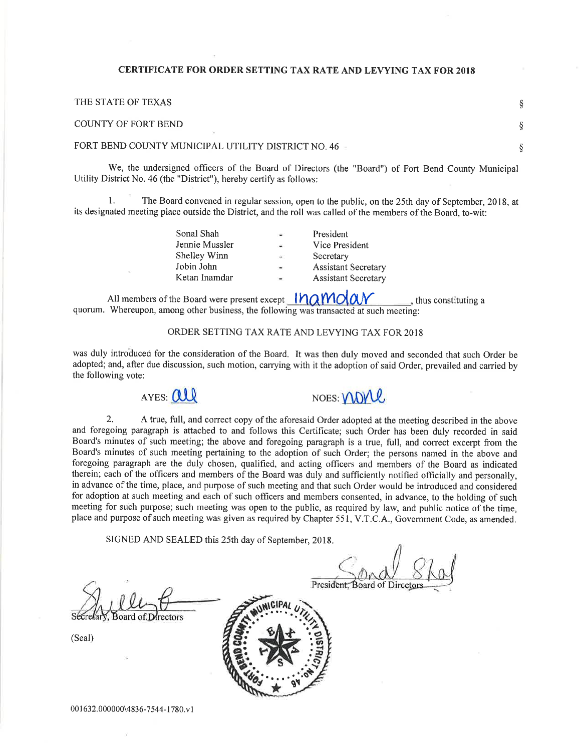# CERTIFICATE FOR ORDER SETTING TAX RATE AND LEVYING TAX FOR 2018

THE STATE OF TEXAS §

COUNTY OF FORT BEND §

FORT BEND COUNTY MUNICIPAL UTILITY DISTRICT NO. 46 §

We, the undersigned officers of the Board of Directors (the "Board") of Fort Bend County Municipal Utility District No. 46 (the "District"), hereby certify as follows:

1. The Board convened in regular session, open to the public, on the 25th day of September, 2018, at its designated meeting place outside the District, and the roll was called of the members of the Board, to-wit:

| | | |
|---|---|---|
| Sonal Shah | - | President |
| Jennie Mussler | - | Vice President |
| Shelley Winn | - | Secretary |
| Jobin John | - | Assistant Secretary |
| Ketan Inamdar | - | Assistant Secretary |

All members of the Board were present except Inamdar, thus constituting a quorum. Whereupon, among other business, the following was transacted at such meeting:

ORDER SETTING TAX RATE AND LEVYING TAX FOR 2018

was duly introduced for the consideration of the Board. It was then duly moved and seconded that such Order be adopted; and, after due discussion, such motion, carrying with it the adoption of said Order, prevailed and carried by the following vote:

AYES: all NOES: none

2. A true, full, and correct copy of the aforesaid Order adopted at the meeting described in the above and foregoing paragraph is attached to and follows this Certificate; such Order has been duly recorded in said Board's minutes of such meeting; the above and foregoing paragraph is a true, full, and correct excerpt from the Board's minutes of such meeting pertaining to the adoption of such Order; the persons named in the above and foregoing paragraph are the duly chosen, qualified, and acting officers and members of the Board as indicated therein; each of the officers and members of the Board was duly and sufficiently notified officially and personally, in advance of the time, place, and purpose of such meeting and that such Order would be introduced and considered for adoption at such meeting and each of such officers and members consented, in advance, to the holding of such meeting for such purpose; such meeting was open to the public, as required by law, and public notice of the time, place and purpose of such meeting was given as required by Chapter 551, V.T.C.A., Government Code, as amended.

SIGNED AND SEALED this 25th day of September, 2018.

Sonal Shah
President, Board of Directors

Secretary, Board of Directors

(Seal)

001632.000000\4836-7544-1780.v1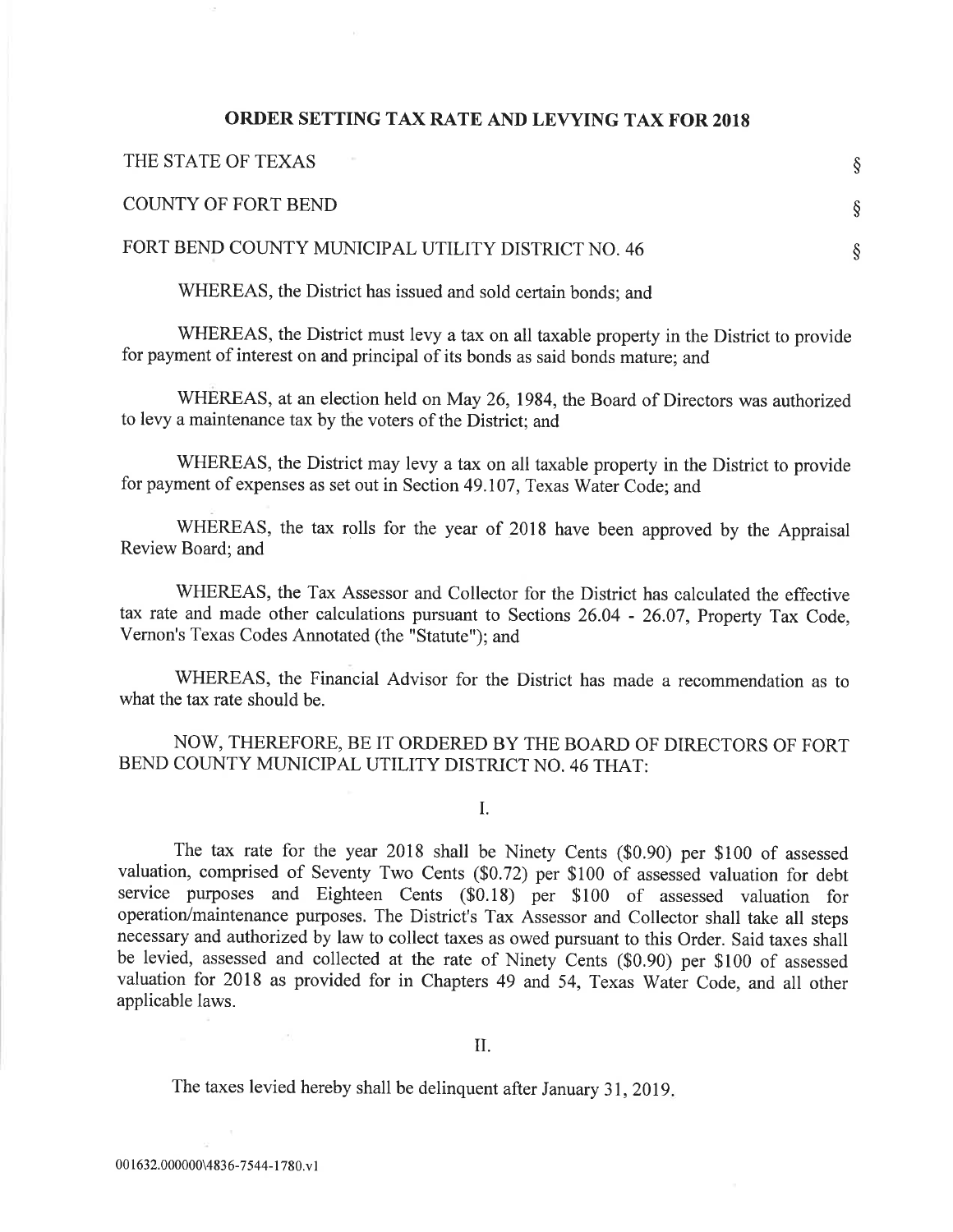# ORDER SETTING TAX RATE AND LEVYING TAX FOR 2018

THE STATE OF TEXAS §

COUNTY OF FORT BEND §

FORT BEND COUNTY MUNICIPAL UTILITY DISTRICT NO. 46 §

WHEREAS, the District has issued and sold certain bonds; and

WHEREAS, the District must levy a tax on all taxable property in the District to provide for payment of interest on and principal of its bonds as said bonds mature; and

WHEREAS, at an election held on May 26, 1984, the Board of Directors was authorized to levy a maintenance tax by the voters of the District; and

WHEREAS, the District may levy a tax on all taxable property in the District to provide for payment of expenses as set out in Section 49.107, Texas Water Code; and

WHEREAS, the tax rolls for the year of 2018 have been approved by the Appraisal Review Board; and

WHEREAS, the Tax Assessor and Collector for the District has calculated the effective tax rate and made other calculations pursuant to Sections 26.04 - 26.07, Property Tax Code, Vernon's Texas Codes Annotated (the "Statute"); and

WHEREAS, the Financial Advisor for the District has made a recommendation as to what the tax rate should be.

NOW, THEREFORE, BE IT ORDERED BY THE BOARD OF DIRECTORS OF FORT BEND COUNTY MUNICIPAL UTILITY DISTRICT NO. 46 THAT:

I.

The tax rate for the year 2018 shall be Ninety Cents ($0.90) per $100 of assessed valuation, comprised of Seventy Two Cents ($0.72) per $100 of assessed valuation for debt service purposes and Eighteen Cents ($0.18) per $100 of assessed valuation for operation/maintenance purposes. The District's Tax Assessor and Collector shall take all steps necessary and authorized by law to collect taxes as owed pursuant to this Order. Said taxes shall be levied, assessed and collected at the rate of Ninety Cents ($0.90) per $100 of assessed valuation for 2018 as provided for in Chapters 49 and 54, Texas Water Code, and all other applicable laws.

II.

The taxes levied hereby shall be delinquent after January 31, 2019.

001632.000000\4836-7544-1780.v1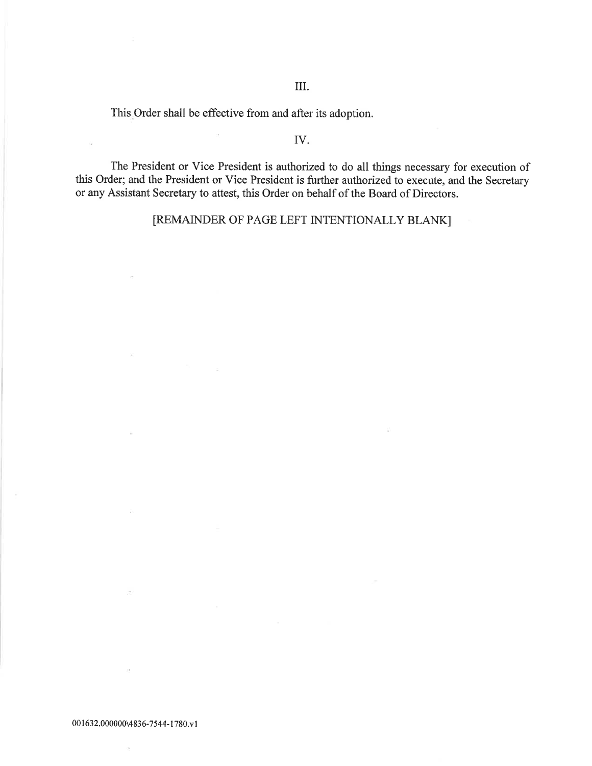III.

This Order shall be effective from and after its adoption.

IV.

The President or Vice President is authorized to do all things necessary for execution of this Order; and the President or Vice President is further authorized to execute, and the Secretary or any Assistant Secretary to attest, this Order on behalf of the Board of Directors.

[REMAINDER OF PAGE LEFT INTENTIONALLY BLANK]

001632.000000\4836-7544-1780.v1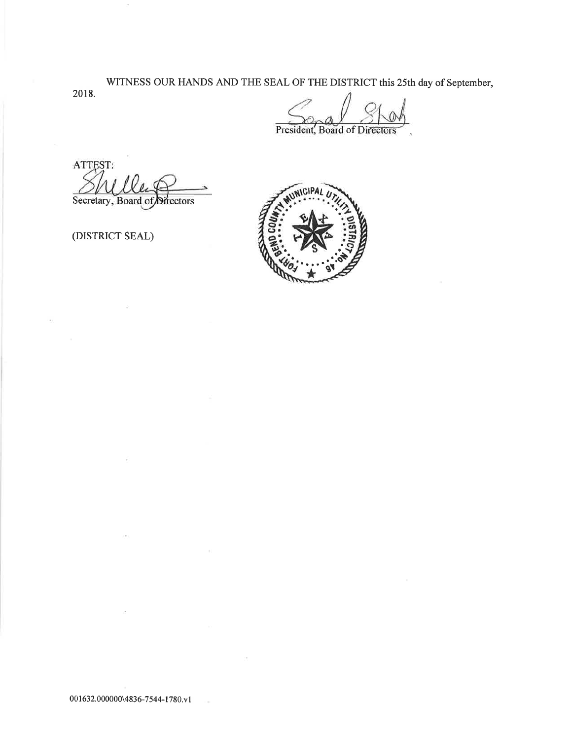WITNESS OUR HANDS AND THE SEAL OF THE DISTRICT this 25th day of September, 2018.

President, Board of Directors

ATTEST:

Secretary, Board of Directors

(DISTRICT SEAL)

001632.000000\4836-7544-1780.v1